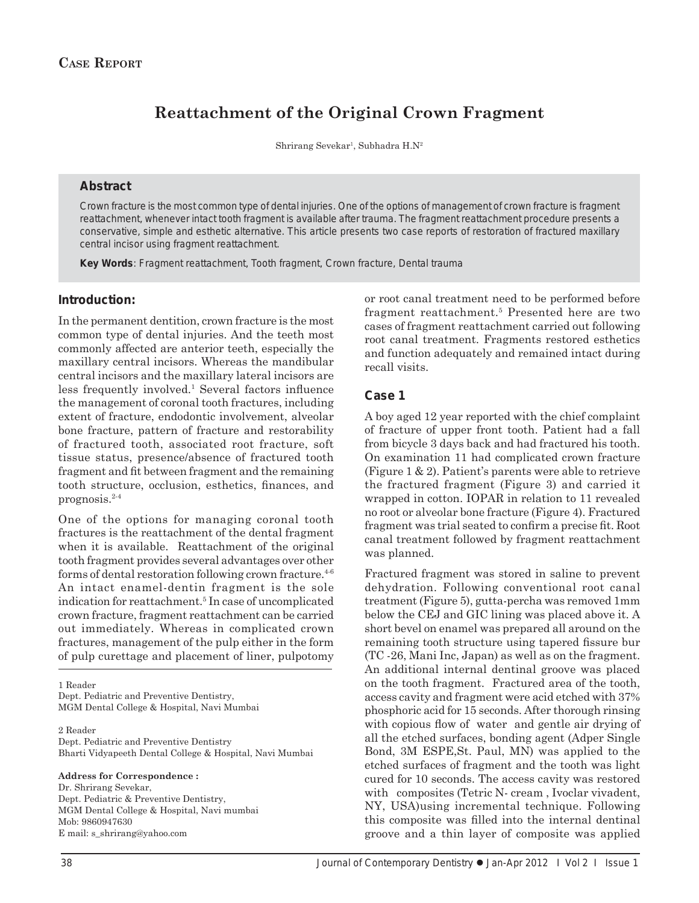**Case Report**

# Reattachment of the Original Crown Fragment

Shrirang Sevekar[1], Subhadra H.N[2]

## Abstract

Crown fracture is the most common type of dental injuries. One of the options of management of crown fracture is fragment reattachment, whenever intact tooth fragment is available after trauma. The fragment reattachment procedure presents a conservative, simple and esthetic alternative. This article presents two case reports of restoration of fractured maxillary central incisor using fragment reattachment.

**Key Words**: Fragment reattachment, Tooth fragment, Crown fracture, Dental trauma

## Introduction:

In the permanent dentition, crown fracture is the most common type of dental injuries. And the teeth most commonly affected are anterior teeth, especially the maxillary central incisors. Whereas the mandibular central incisors and the maxillary lateral incisors are less frequently involved.[1] Several factors influence the management of coronal tooth fractures, including extent of fracture, endodontic involvement, alveolar bone fracture, pattern of fracture and restorability of fractured tooth, associated root fracture, soft tissue status, presence/absence of fractured tooth fragment and fit between fragment and the remaining tooth structure, occlusion, esthetics, finances, and prognosis.[2-4]

One of the options for managing coronal tooth fractures is the reattachment of the dental fragment when it is available. Reattachment of the original tooth fragment provides several advantages over other forms of dental restoration following crown fracture.[4-6] An intact enamel-dentin fragment is the sole indication for reattachment.[5] In case of uncomplicated crown fracture, fragment reattachment can be carried out immediately. Whereas in complicated crown fractures, management of the pulp either in the form of pulp curettage and placement of liner, pulpotomy or root canal treatment need to be performed before fragment reattachment.[5] Presented here are two cases of fragment reattachment carried out following root canal treatment. Fragments restored esthetics and function adequately and remained intact during recall visits.

1 Reader
Dept. Pediatric and Preventive Dentistry,
MGM Dental College & Hospital, Navi Mumbai

2 Reader
Dept. Pediatric and Preventive Dentistry
Bharti Vidyapeeth Dental College & Hospital, Navi Mumbai

**Address for Correspondence :**
Dr. Shrirang Sevekar,
Dept. Pediatric & Preventive Dentistry,
MGM Dental College & Hospital, Navi mumbai
Mob: 9860947630
E mail: s_shrirang@yahoo.com

## Case 1

A boy aged 12 year reported with the chief complaint of fracture of upper front tooth. Patient had a fall from bicycle 3 days back and had fractured his tooth. On examination 11 had complicated crown fracture (Figure 1 & 2). Patient's parents were able to retrieve the fractured fragment (Figure 3) and carried it wrapped in cotton. IOPAR in relation to 11 revealed no root or alveolar bone fracture (Figure 4). Fractured fragment was trial seated to confirm a precise fit. Root canal treatment followed by fragment reattachment was planned.

Fractured fragment was stored in saline to prevent dehydration. Following conventional root canal treatment (Figure 5), gutta-percha was removed 1mm below the CEJ and GIC lining was placed above it. A short bevel on enamel was prepared all around on the remaining tooth structure using tapered fissure bur (TC -26, Mani Inc, Japan) as well as on the fragment. An additional internal dentinal groove was placed on the tooth fragment. Fractured area of the tooth, access cavity and fragment were acid etched with 37% phosphoric acid for 15 seconds. After thorough rinsing with copious flow of water and gentle air drying of all the etched surfaces, bonding agent (Adper Single Bond, 3M ESPE,St. Paul, MN) was applied to the etched surfaces of fragment and the tooth was light cured for 10 seconds. The access cavity was restored with composites (Tetric N- cream , Ivoclar vivadent, NY, USA)using incremental technique. Following this composite was filled into the internal dentinal groove and a thin layer of composite was applied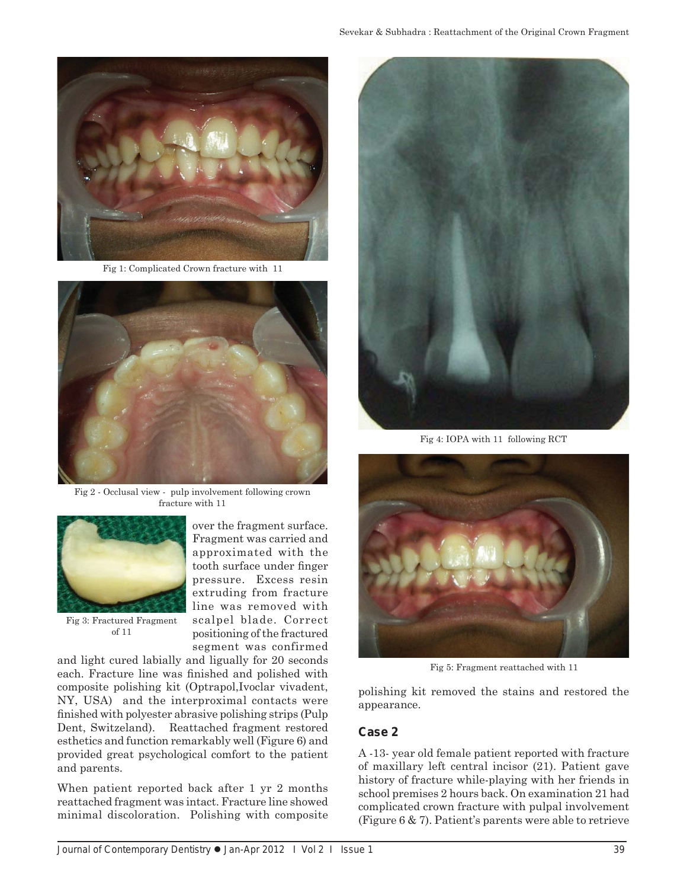Fig 1: Complicated Crown fracture with 11

Fig 2 - Occlusal view - pulp involvement following crown fracture with 11

Fig 3: Fractured Fragment of 11

over the fragment surface. Fragment was carried and approximated with the tooth surface under finger pressure. Excess resin extruding from fracture line was removed with scalpel blade. Correct positioning of the fractured segment was confirmed and light cured labially and ligually for 20 seconds each. Fracture line was finished and polished with composite polishing kit (Optrapol,Ivoclar vivadent, NY, USA) and the interproximal contacts were finished with polyester abrasive polishing strips (Pulp Dent, Switzeland). Reattached fragment restored esthetics and function remarkably well (Figure 6) and provided great psychological comfort to the patient and parents.

When patient reported back after 1 yr 2 months reattached fragment was intact. Fracture line showed minimal discoloration. Polishing with composite polishing kit removed the stains and restored the appearance.

Fig 4: IOPA with 11 following RCT

Fig 5: Fragment reattached with 11

## Case 2

A -13- year old female patient reported with fracture of maxillary left central incisor (21). Patient gave history of fracture while-playing with her friends in school premises 2 hours back. On examination 21 had complicated crown fracture with pulpal involvement (Figure 6 & 7). Patient's parents were able to retrieve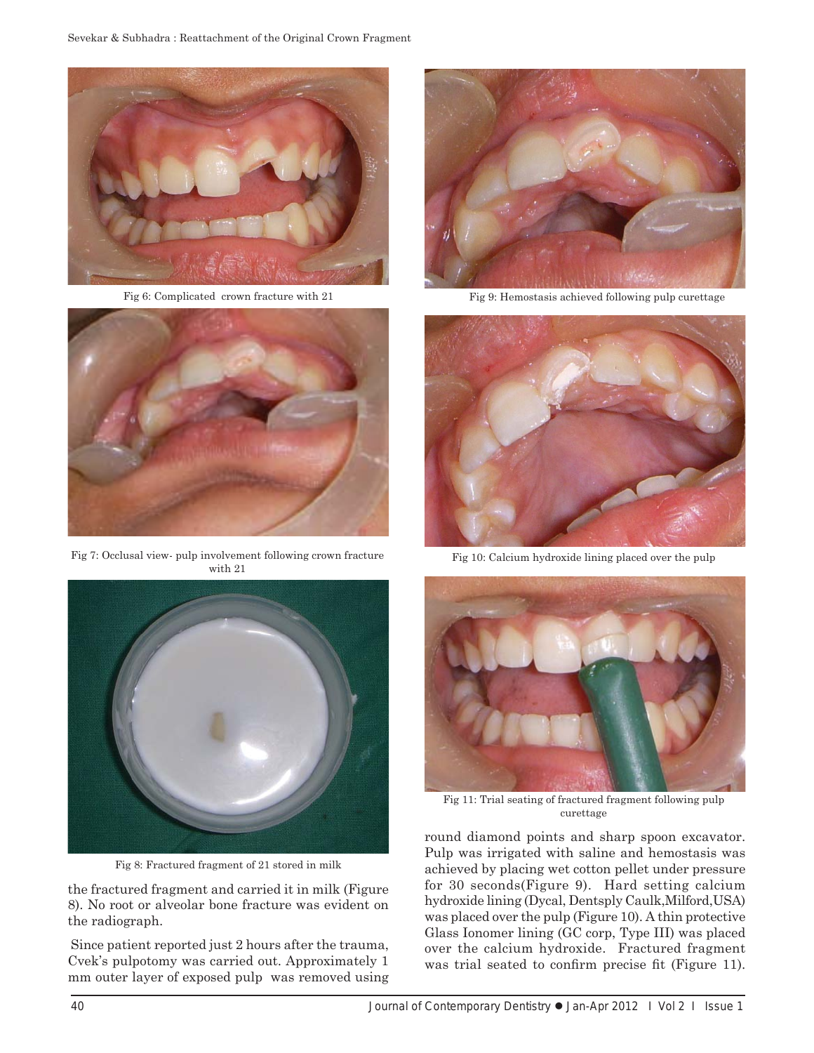Fig 6: Complicated crown fracture with 21

Fig 7: Occlusal view- pulp involvement following crown fracture with 21

Fig 8: Fractured fragment of 21 stored in milk

Fig 9: Hemostasis achieved following pulp curettage

Fig 10: Calcium hydroxide lining placed over the pulp

Fig 11: Trial seating of fractured fragment following pulp curettage

the fractured fragment and carried it in milk (Figure 8). No root or alveolar bone fracture was evident on the radiograph.

Since patient reported just 2 hours after the trauma, Cvek's pulpotomy was carried out. Approximately 1 mm outer layer of exposed pulp was removed using round diamond points and sharp spoon excavator. Pulp was irrigated with saline and hemostasis was achieved by placing wet cotton pellet under pressure for 30 seconds(Figure 9). Hard setting calcium hydroxide lining (Dycal, Dentsply Caulk,Milford,USA) was placed over the pulp (Figure 10). A thin protective Glass Ionomer lining (GC corp, Type III) was placed over the calcium hydroxide. Fractured fragment was trial seated to confirm precise fit (Figure 11).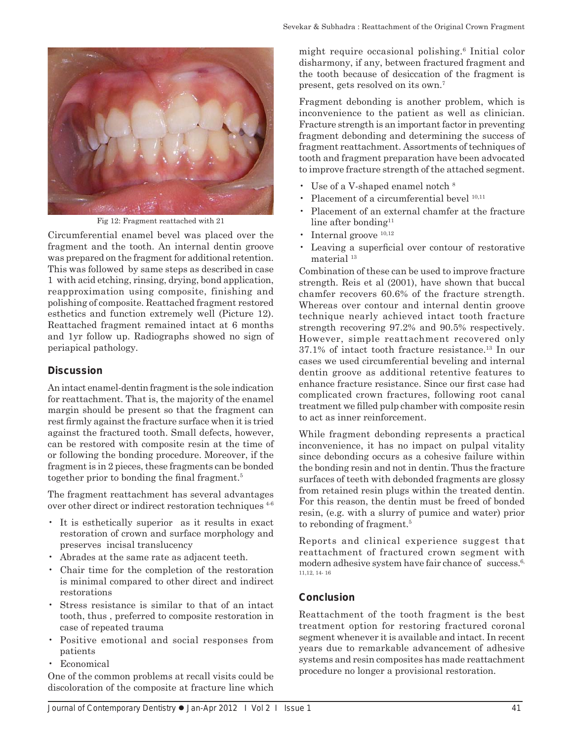Fig 12: Fragment reattached with 21

Circumferential enamel bevel was placed over the fragment and the tooth. An internal dentin groove was prepared on the fragment for additional retention. This was followed by same steps as described in case 1 with acid etching, rinsing, drying, bond application, reapproximation using composite, finishing and polishing of composite. Reattached fragment restored esthetics and function extremely well (Picture 12). Reattached fragment remained intact at 6 months and 1yr follow up. Radiographs showed no sign of periapical pathology.

## Discussion

An intact enamel-dentin fragment is the sole indication for reattachment. That is, the majority of the enamel margin should be present so that the fragment can rest firmly against the fracture surface when it is tried against the fractured tooth. Small defects, however, can be restored with composite resin at the time of or following the bonding procedure. Moreover, if the fragment is in 2 pieces, these fragments can be bonded together prior to bonding the final fragment.[5]

The fragment reattachment has several advantages over other direct or indirect restoration techniques [4-6]

- It is esthetically superior as it results in exact restoration of crown and surface morphology and preserves incisal translucency
- Abrades at the same rate as adjacent teeth.
- Chair time for the completion of the restoration is minimal compared to other direct and indirect restorations
- Stress resistance is similar to that of an intact tooth, thus , preferred to composite restoration in case of repeated trauma
- Positive emotional and social responses from patients
- Economical

One of the common problems at recall visits could be discoloration of the composite at fracture line which might require occasional polishing.[6] Initial color disharmony, if any, between fractured fragment and the tooth because of desiccation of the fragment is present, gets resolved on its own.[7]

Fragment debonding is another problem, which is inconvenience to the patient as well as clinician. Fracture strength is an important factor in preventing fragment debonding and determining the success of fragment reattachment. Assortments of techniques of tooth and fragment preparation have been advocated to improve fracture strength of the attached segment.

- Use of a V-shaped enamel notch [8]
- Placement of a circumferential bevel [10,11]
- Placement of an external chamfer at the fracture line after bonding[11]
- Internal groove [10,12]
- Leaving a superficial over contour of restorative material [13]

Combination of these can be used to improve fracture strength. Reis et al (2001), have shown that buccal chamfer recovers 60.6% of the fracture strength. Whereas over contour and internal dentin groove technique nearly achieved intact tooth fracture strength recovering 97.2% and 90.5% respectively. However, simple reattachment recovered only 37.1% of intact tooth fracture resistance.[13] In our cases we used circumferential beveling and internal dentin groove as additional retentive features to enhance fracture resistance. Since our first case had complicated crown fractures, following root canal treatment we filled pulp chamber with composite resin to act as inner reinforcement.

While fragment debonding represents a practical inconvenience, it has no impact on pulpal vitality since debonding occurs as a cohesive failure within the bonding resin and not in dentin. Thus the fracture surfaces of teeth with debonded fragments are glossy from retained resin plugs within the treated dentin. For this reason, the dentin must be freed of bonded resin, (e.g. with a slurry of pumice and water) prior to rebonding of fragment.[5]

Reports and clinical experience suggest that reattachment of fractured crown segment with modern adhesive system have fair chance of success.[6, 11,12, 14-16]

## Conclusion

Reattachment of the tooth fragment is the best treatment option for restoring fractured coronal segment whenever it is available and intact. In recent years due to remarkable advancement of adhesive systems and resin composites has made reattachment procedure no longer a provisional restoration.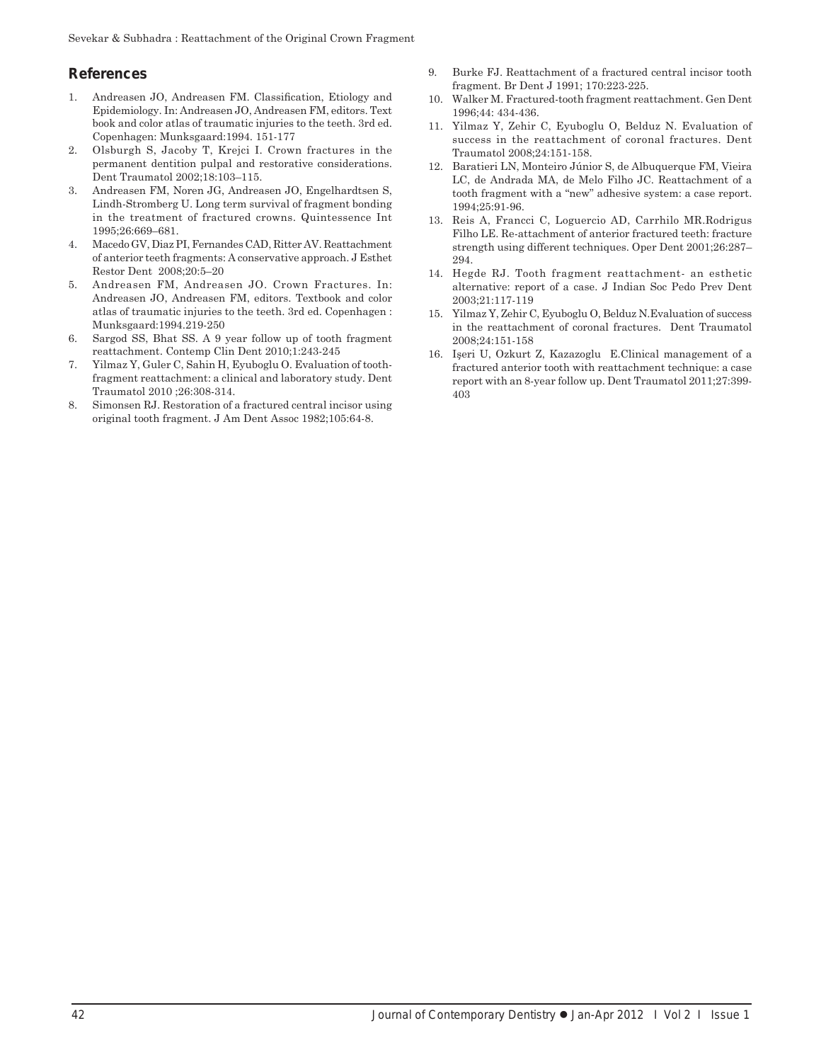## References

1. Andreasen JO, Andreasen FM. Classification, Etiology and Epidemiology. In: Andreasen JO, Andreasen FM, editors. Text book and color atlas of traumatic injuries to the teeth. 3rd ed. Copenhagen: Munksgaard:1994. 151-177
2. Olsburgh S, Jacoby T, Krejci I. Crown fractures in the permanent dentition pulpal and restorative considerations. Dent Traumatol 2002;18:103–115.
3. Andreasen FM, Noren JG, Andreasen JO, Engelhardtsen S, Lindh-Stromberg U. Long term survival of fragment bonding in the treatment of fractured crowns. Quintessence Int 1995;26:669–681.
4. Macedo GV, Diaz PI, Fernandes CAD, Ritter AV. Reattachment of anterior teeth fragments: A conservative approach. J Esthet Restor Dent 2008;20:5–20
5. Andreasen FM, Andreasen JO. Crown Fractures. In: Andreasen JO, Andreasen FM, editors. Textbook and color atlas of traumatic injuries to the teeth. 3rd ed. Copenhagen : Munksgaard:1994.219-250
6. Sargod SS, Bhat SS. A 9 year follow up of tooth fragment reattachment. Contemp Clin Dent 2010;1:243-245
7. Yilmaz Y, Guler C, Sahin H, Eyuboglu O. Evaluation of tooth-fragment reattachment: a clinical and laboratory study. Dent Traumatol 2010 ;26:308-314.
8. Simonsen RJ. Restoration of a fractured central incisor using original tooth fragment. J Am Dent Assoc 1982;105:64-8.
9. Burke FJ. Reattachment of a fractured central incisor tooth fragment. Br Dent J 1991; 170:223-225.
10. Walker M. Fractured-tooth fragment reattachment. Gen Dent 1996;44: 434-436.
11. Yilmaz Y, Zehir C, Eyuboglu O, Belduz N. Evaluation of success in the reattachment of coronal fractures. Dent Traumatol 2008;24:151-158.
12. Baratieri LN, Monteiro Júnior S, de Albuquerque FM, Vieira LC, de Andrada MA, de Melo Filho JC. Reattachment of a tooth fragment with a "new" adhesive system: a case report. 1994;25:91-96.
13. Reis A, Francci C, Loguercio AD, Carrhilo MR.Rodrigus Filho LE. Re-attachment of anterior fractured teeth: fracture strength using different techniques. Oper Dent 2001;26:287–294.
14. Hegde RJ. Tooth fragment reattachment- an esthetic alternative: report of a case. J Indian Soc Pedo Prev Dent 2003;21:117-119
15. Yilmaz Y, Zehir C, Eyuboglu O, Belduz N.Evaluation of success in the reattachment of coronal fractures. Dent Traumatol 2008;24:151-158
16. Işeri U, Ozkurt Z, Kazazoglu E.Clinical management of a fractured anterior tooth with reattachment technique: a case report with an 8-year follow up. Dent Traumatol 2011;27:399-403